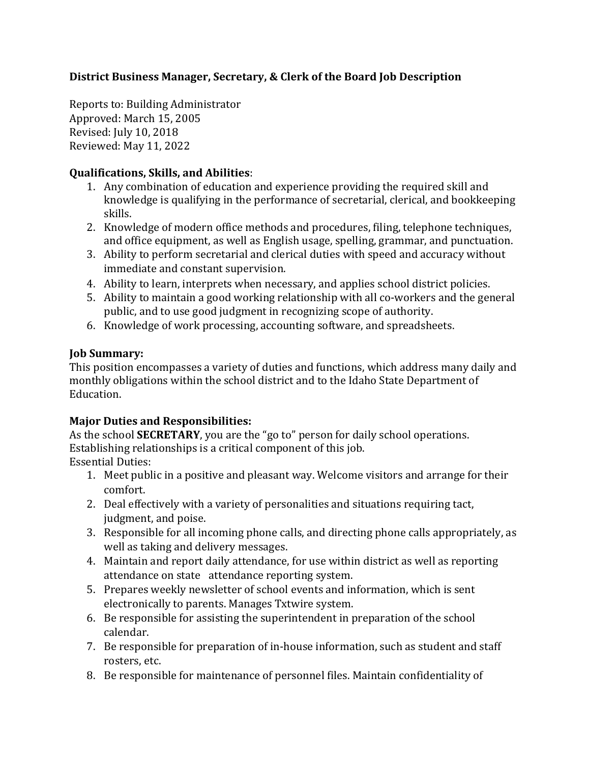**District Business Manager, Secretary, & Clerk of the Board Job Description**

Reports to: Building Administrator
Approved: March 15, 2005
Revised: July 10, 2018
Reviewed: May 11, 2022

**Qualifications, Skills, and Abilities**:

1. Any combination of education and experience providing the required skill and knowledge is qualifying in the performance of secretarial, clerical, and bookkeeping skills.
2. Knowledge of modern office methods and procedures, filing, telephone techniques, and office equipment, as well as English usage, spelling, grammar, and punctuation.
3. Ability to perform secretarial and clerical duties with speed and accuracy without immediate and constant supervision.
4. Ability to learn, interprets when necessary, and applies school district policies.
5. Ability to maintain a good working relationship with all co-workers and the general public, and to use good judgment in recognizing scope of authority.
6. Knowledge of work processing, accounting software, and spreadsheets.

**Job Summary:**
This position encompasses a variety of duties and functions, which address many daily and monthly obligations within the school district and to the Idaho State Department of Education.

**Major Duties and Responsibilities:**
As the school **SECRETARY**, you are the "go to" person for daily school operations. Establishing relationships is a critical component of this job.
Essential Duties:

1. Meet public in a positive and pleasant way. Welcome visitors and arrange for their comfort.
2. Deal effectively with a variety of personalities and situations requiring tact, judgment, and poise.
3. Responsible for all incoming phone calls, and directing phone calls appropriately, as well as taking and delivery messages.
4. Maintain and report daily attendance, for use within district as well as reporting attendance on state attendance reporting system.
5. Prepares weekly newsletter of school events and information, which is sent electronically to parents. Manages Txtwire system.
6. Be responsible for assisting the superintendent in preparation of the school calendar.
7. Be responsible for preparation of in-house information, such as student and staff rosters, etc.
8. Be responsible for maintenance of personnel files. Maintain confidentiality of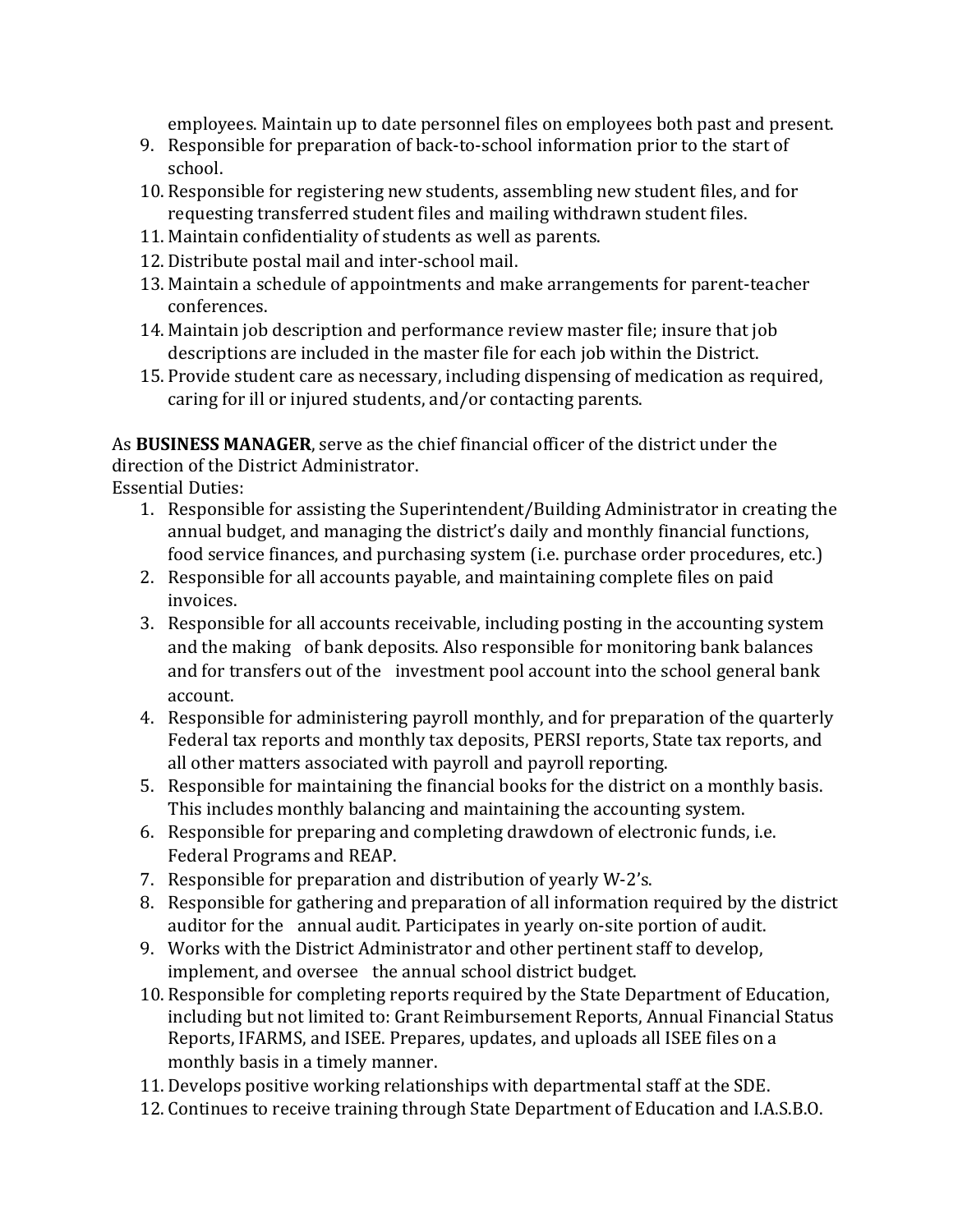employees. Maintain up to date personnel files on employees both past and present.

9. Responsible for preparation of back-to-school information prior to the start of school.
10. Responsible for registering new students, assembling new student files, and for requesting transferred student files and mailing withdrawn student files.
11. Maintain confidentiality of students as well as parents.
12. Distribute postal mail and inter-school mail.
13. Maintain a schedule of appointments and make arrangements for parent-teacher conferences.
14. Maintain job description and performance review master file; insure that job descriptions are included in the master file for each job within the District.
15. Provide student care as necessary, including dispensing of medication as required, caring for ill or injured students, and/or contacting parents.

As **BUSINESS MANAGER**, serve as the chief financial officer of the district under the direction of the District Administrator.

Essential Duties:

1. Responsible for assisting the Superintendent/Building Administrator in creating the annual budget, and managing the district's daily and monthly financial functions, food service finances, and purchasing system (i.e. purchase order procedures, etc.)
2. Responsible for all accounts payable, and maintaining complete files on paid invoices.
3. Responsible for all accounts receivable, including posting in the accounting system and the making of bank deposits. Also responsible for monitoring bank balances and for transfers out of the investment pool account into the school general bank account.
4. Responsible for administering payroll monthly, and for preparation of the quarterly Federal tax reports and monthly tax deposits, PERSI reports, State tax reports, and all other matters associated with payroll and payroll reporting.
5. Responsible for maintaining the financial books for the district on a monthly basis. This includes monthly balancing and maintaining the accounting system.
6. Responsible for preparing and completing drawdown of electronic funds, i.e. Federal Programs and REAP.
7. Responsible for preparation and distribution of yearly W-2's.
8. Responsible for gathering and preparation of all information required by the district auditor for the annual audit. Participates in yearly on-site portion of audit.
9. Works with the District Administrator and other pertinent staff to develop, implement, and oversee the annual school district budget.
10. Responsible for completing reports required by the State Department of Education, including but not limited to: Grant Reimbursement Reports, Annual Financial Status Reports, IFARMS, and ISEE. Prepares, updates, and uploads all ISEE files on a monthly basis in a timely manner.
11. Develops positive working relationships with departmental staff at the SDE.
12. Continues to receive training through State Department of Education and I.A.S.B.O.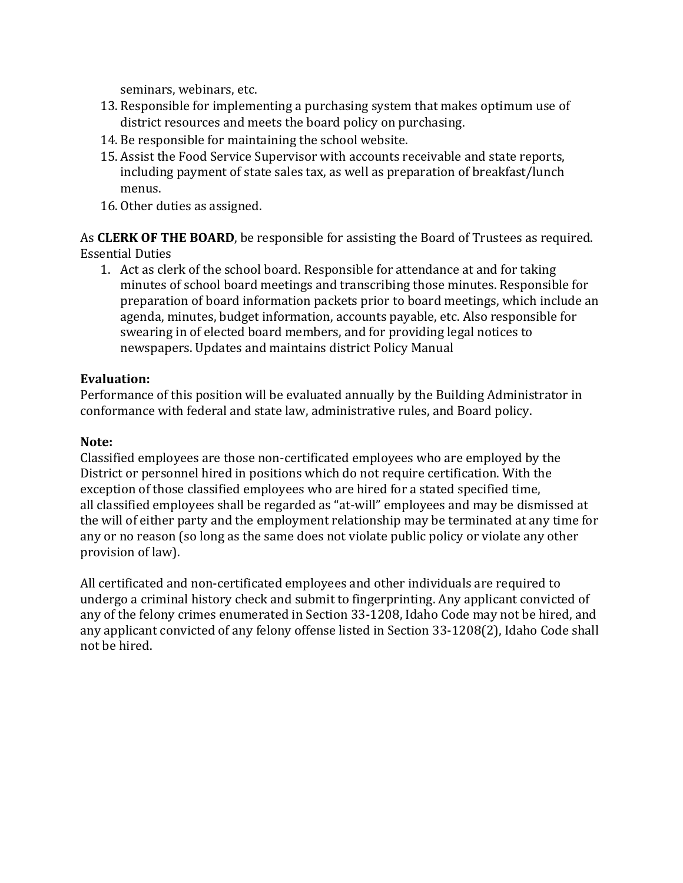seminars, webinars, etc.

13. Responsible for implementing a purchasing system that makes optimum use of district resources and meets the board policy on purchasing.
14. Be responsible for maintaining the school website.
15. Assist the Food Service Supervisor with accounts receivable and state reports, including payment of state sales tax, as well as preparation of breakfast/lunch menus.
16. Other duties as assigned.

As **CLERK OF THE BOARD**, be responsible for assisting the Board of Trustees as required.
Essential Duties

1. Act as clerk of the school board. Responsible for attendance at and for taking minutes of school board meetings and transcribing those minutes. Responsible for preparation of board information packets prior to board meetings, which include an agenda, minutes, budget information, accounts payable, etc. Also responsible for swearing in of elected board members, and for providing legal notices to newspapers. Updates and maintains district Policy Manual

**Evaluation:**
Performance of this position will be evaluated annually by the Building Administrator in conformance with federal and state law, administrative rules, and Board policy.

**Note:**
Classified employees are those non-certificated employees who are employed by the District or personnel hired in positions which do not require certification. With the exception of those classified employees who are hired for a stated specified time, all classified employees shall be regarded as "at-will" employees and may be dismissed at the will of either party and the employment relationship may be terminated at any time for any or no reason (so long as the same does not violate public policy or violate any other provision of law).

All certificated and non-certificated employees and other individuals are required to undergo a criminal history check and submit to fingerprinting. Any applicant convicted of any of the felony crimes enumerated in Section 33-1208, Idaho Code may not be hired, and any applicant convicted of any felony offense listed in Section 33-1208(2), Idaho Code shall not be hired.